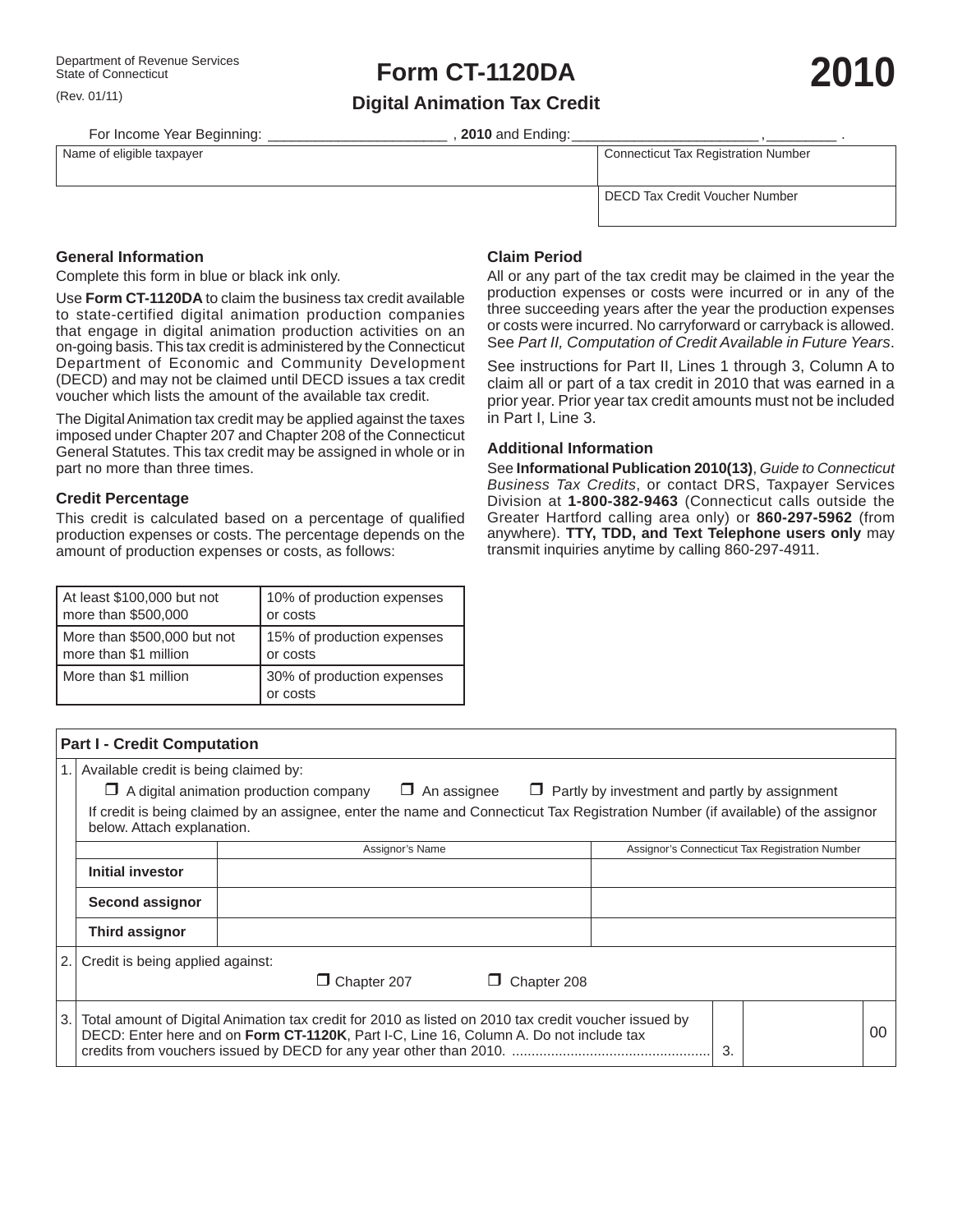Department of Revenue Services
State of Connecticut

(Rev. 01/11)

# Form CT-1120DA

## Digital Animation Tax Credit

# 2010

For Income Year Beginning: _______________________ , **2010** and Ending: _______________________ , _________ .

| Name of eligible taxpayer | Connecticut Tax Registration Number |
|---|---|
| | DECD Tax Credit Voucher Number |

### General Information

Complete this form in blue or black ink only.

Use **Form CT-1120DA** to claim the business tax credit available to state-certified digital animation production companies that engage in digital animation production activities on an on-going basis. This tax credit is administered by the Connecticut Department of Economic and Community Development (DECD) and may not be claimed until DECD issues a tax credit voucher which lists the amount of the available tax credit.

The Digital Animation tax credit may be applied against the taxes imposed under Chapter 207 and Chapter 208 of the Connecticut General Statutes. This tax credit may be assigned in whole or in part no more than three times.

### Credit Percentage

This credit is calculated based on a percentage of qualified production expenses or costs. The percentage depends on the amount of production expenses or costs, as follows:

| Production expenses or costs | Credit |
|---|---|
| At least $100,000 but not more than $500,000 | 10% of production expenses or costs |
| More than $500,000 but not more than $1 million | 15% of production expenses or costs |
| More than $1 million | 30% of production expenses or costs |

### Claim Period

All or any part of the tax credit may be claimed in the year the production expenses or costs were incurred or in any of the three succeeding years after the year the production expenses or costs were incurred. No carryforward or carryback is allowed. See *Part II, Computation of Credit Available in Future Years*.

See instructions for Part II, Lines 1 through 3, Column A to claim all or part of a tax credit in 2010 that was earned in a prior year. Prior year tax credit amounts must not be included in Part I, Line 3.

### Additional Information

See **Informational Publication 2010(13)**, *Guide to Connecticut Business Tax Credits*, or contact DRS, Taxpayer Services Division at **1-800-382-9463** (Connecticut calls outside the Greater Hartford calling area only) or **860-297-5962** (from anywhere). **TTY, TDD, and Text Telephone users only** may transmit inquiries anytime by calling 860-297-4911.

### Part I - Credit Computation

1. Available credit is being claimed by:

   ☐ A digital animation production company ☐ An assignee ☐ Partly by investment and partly by assignment

   If credit is being claimed by an assignee, enter the name and Connecticut Tax Registration Number (if available) of the assignor below. Attach explanation.

| | Assignor's Name | Assignor's Connecticut Tax Registration Number |
|---|---|---|
| **Initial investor** | | |
| **Second assignor** | | |
| **Third assignor** | | |

2. Credit is being applied against:

   ☐ Chapter 207 ☐ Chapter 208

3. Total amount of Digital Animation tax credit for 2010 as listed on 2010 tax credit voucher issued by DECD: Enter here and on **Form CT-1120K**, Part I-C, Line 16, Column A. Do not include tax credits from vouchers issued by DECD for any year other than 2010. .................................................. 3. ____________ 00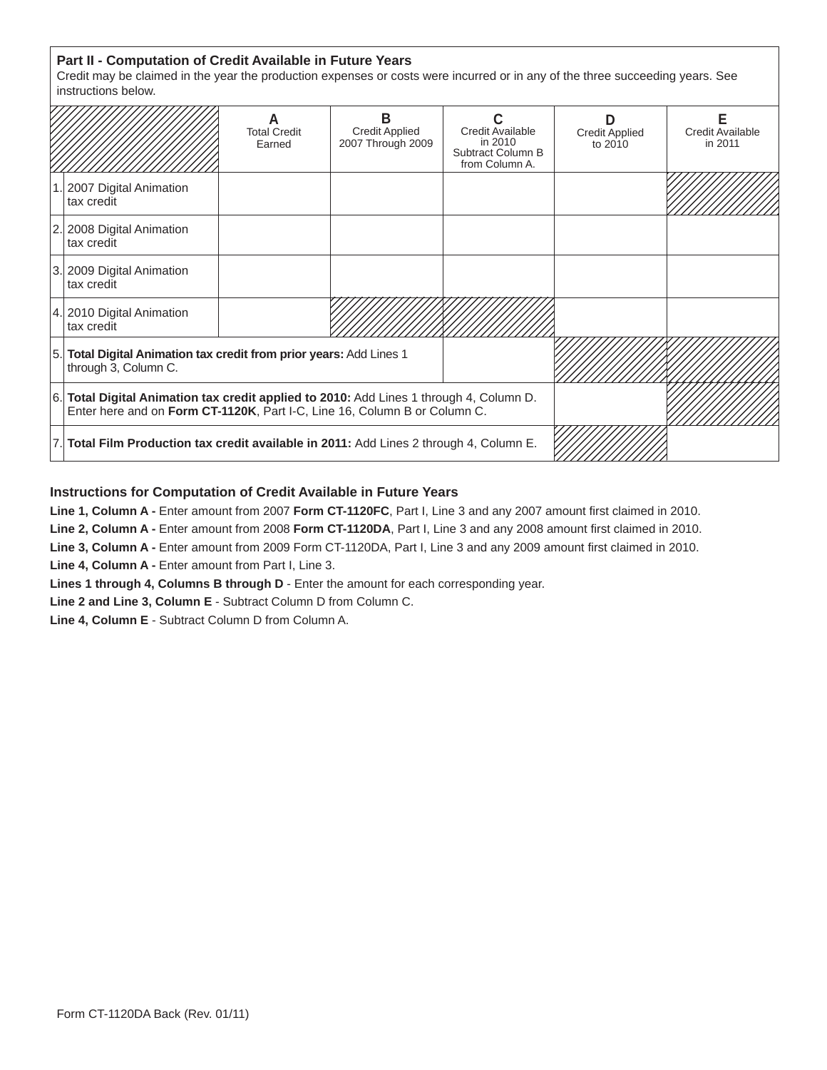## Part II - Computation of Credit Available in Future Years

Credit may be claimed in the year the production expenses or costs were incurred or in any of the three succeeding years. See instructions below.

| | A<br>Total Credit Earned | B<br>Credit Applied 2007 Through 2009 | C<br>Credit Available in 2010<br>Subtract Column B from Column A. | D<br>Credit Applied to 2010 | E<br>Credit Available in 2011 |
|---|---|---|---|---|---|
| 1. 2007 Digital Animation tax credit | | | | | |
| 2. 2008 Digital Animation tax credit | | | | | |
| 3. 2009 Digital Animation tax credit | | | | | |
| 4. 2010 Digital Animation tax credit | | | | | |
| 5. **Total Digital Animation tax credit from prior years:** Add Lines 1 through 3, Column C. | | | | | |
| 6. **Total Digital Animation tax credit applied to 2010:** Add Lines 1 through 4, Column D. Enter here and on **Form CT-1120K**, Part I-C, Line 16, Column B or Column C. | | | | | |
| 7. **Total Film Production tax credit available in 2011:** Add Lines 2 through 4, Column E. | | | | | |

### Instructions for Computation of Credit Available in Future Years

**Line 1, Column A -** Enter amount from 2007 **Form CT-1120FC**, Part I, Line 3 and any 2007 amount first claimed in 2010.

**Line 2, Column A -** Enter amount from 2008 **Form CT-1120DA**, Part I, Line 3 and any 2008 amount first claimed in 2010.

**Line 3, Column A -** Enter amount from 2009 Form CT-1120DA, Part I, Line 3 and any 2009 amount first claimed in 2010.

**Line 4, Column A -** Enter amount from Part I, Line 3.

**Lines 1 through 4, Columns B through D** - Enter the amount for each corresponding year.

**Line 2 and Line 3, Column E** - Subtract Column D from Column C.

**Line 4, Column E** - Subtract Column D from Column A.

Form CT-1120DA Back (Rev. 01/11)